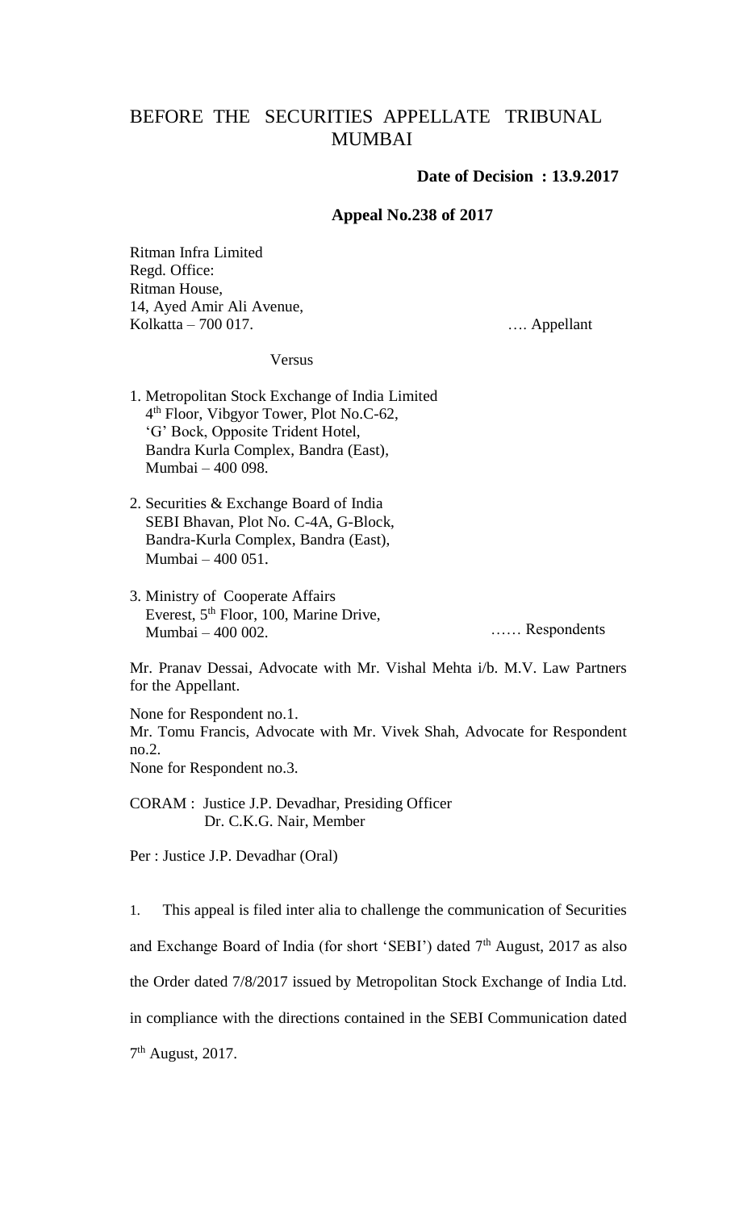# BEFORE THE SECURITIES APPELLATE TRIBUNAL MUMBAI

**Date of Decision : 13.9.2017**

**Appeal No.238 of 2017**

Ritman Infra Limited
Regd. Office:
Ritman House,
14, Ayed Amir Ali Avenue,
Kolkatta – 700 017. …. Appellant

Versus

1. Metropolitan Stock Exchange of India Limited
   4th Floor, Vibgyor Tower, Plot No.C-62,
   'G' Bock, Opposite Trident Hotel,
   Bandra Kurla Complex, Bandra (East),
   Mumbai – 400 098.

2. Securities & Exchange Board of India
   SEBI Bhavan, Plot No. C-4A, G-Block,
   Bandra-Kurla Complex, Bandra (East),
   Mumbai – 400 051.

3. Ministry of Cooperate Affairs
   Everest, 5th Floor, 100, Marine Drive,
   Mumbai – 400 002. …… Respondents

Mr. Pranav Dessai, Advocate with Mr. Vishal Mehta i/b. M.V. Law Partners for the Appellant.

None for Respondent no.1.
Mr. Tomu Francis, Advocate with Mr. Vivek Shah, Advocate for Respondent no.2.
None for Respondent no.3.

CORAM : Justice J.P. Devadhar, Presiding Officer
Dr. C.K.G. Nair, Member

Per : Justice J.P. Devadhar (Oral)

1. This appeal is filed inter alia to challenge the communication of Securities and Exchange Board of India (for short 'SEBI') dated 7th August, 2017 as also the Order dated 7/8/2017 issued by Metropolitan Stock Exchange of India Ltd. in compliance with the directions contained in the SEBI Communication dated 7th August, 2017.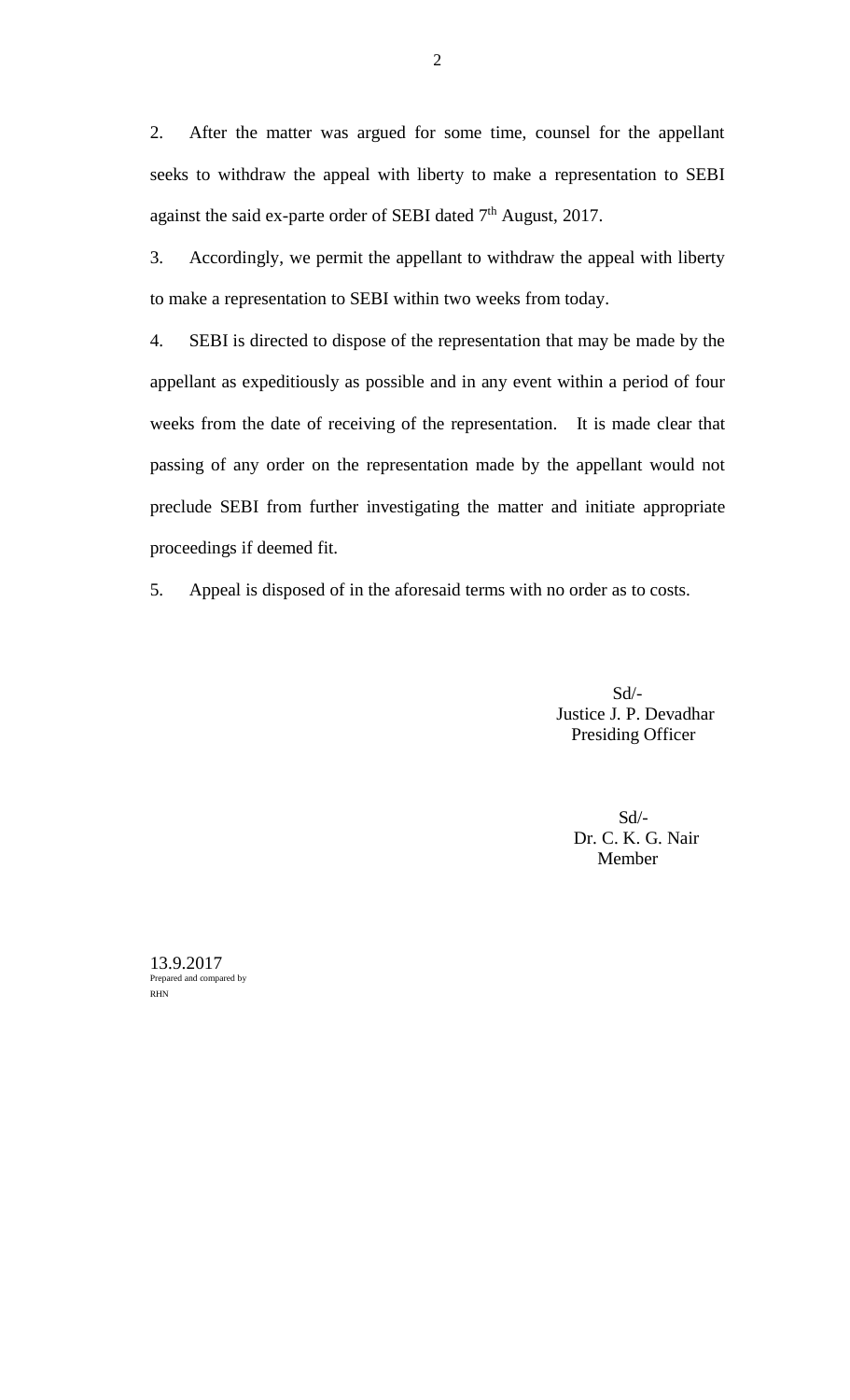2. After the matter was argued for some time, counsel for the appellant seeks to withdraw the appeal with liberty to make a representation to SEBI against the said ex-parte order of SEBI dated 7th August, 2017.

3. Accordingly, we permit the appellant to withdraw the appeal with liberty to make a representation to SEBI within two weeks from today.

4. SEBI is directed to dispose of the representation that may be made by the appellant as expeditiously as possible and in any event within a period of four weeks from the date of receiving of the representation. It is made clear that passing of any order on the representation made by the appellant would not preclude SEBI from further investigating the matter and initiate appropriate proceedings if deemed fit.

5. Appeal is disposed of in the aforesaid terms with no order as to costs.

Sd/-
Justice J. P. Devadhar
Presiding Officer

Sd/-
Dr. C. K. G. Nair
Member

13.9.2017
Prepared and compared by
RHN